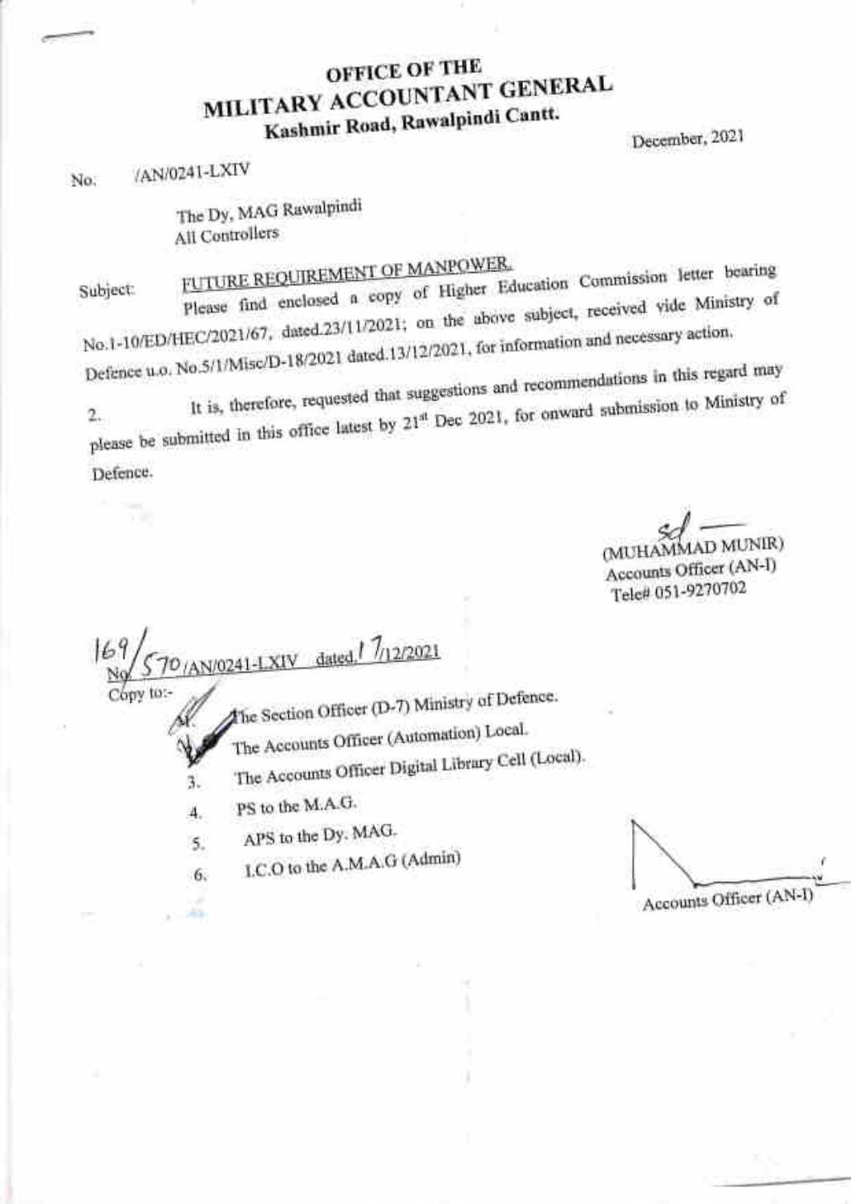# OFFICE OF THE
# MILITARY ACCOUNTANT GENERAL
## Kashmir Road, Rawalpindi Cantt.

December, 2021

No. /AN/0241-LXIV

The Dy. MAG Rawalpindi
All Controllers

Subject: FUTURE REQUIREMENT OF MANPOWER.

Please find enclosed a copy of Higher Education Commission letter bearing No.1-10/ED/HEC/2021/67, dated.23/11/2021; on the above subject, received vide Ministry of Defence u.o. No.5/1/Misc/D-18/2021 dated.13/12/2021, for information and necessary action.

2. It is, therefore, requested that suggestions and recommendations in this regard may please be submitted in this office latest by 21st Dec 2021, for onward submission to Ministry of Defence.

sd
(MUHAMMAD MUNIR)
Accounts Officer (AN-I)
Tele# 051-9270702

No. 169/570/AN/0241-LXIV dated.17/12/2021

Copy to:-

1. The Section Officer (D-7) Ministry of Defence.
2. The Accounts Officer (Automation) Local.
3. The Accounts Officer Digital Library Cell (Local).
4. PS to the M.A.G.
5. APS to the Dy. MAG.
6. I.C.O to the A.M.A.G (Admin)

Accounts Officer (AN-I)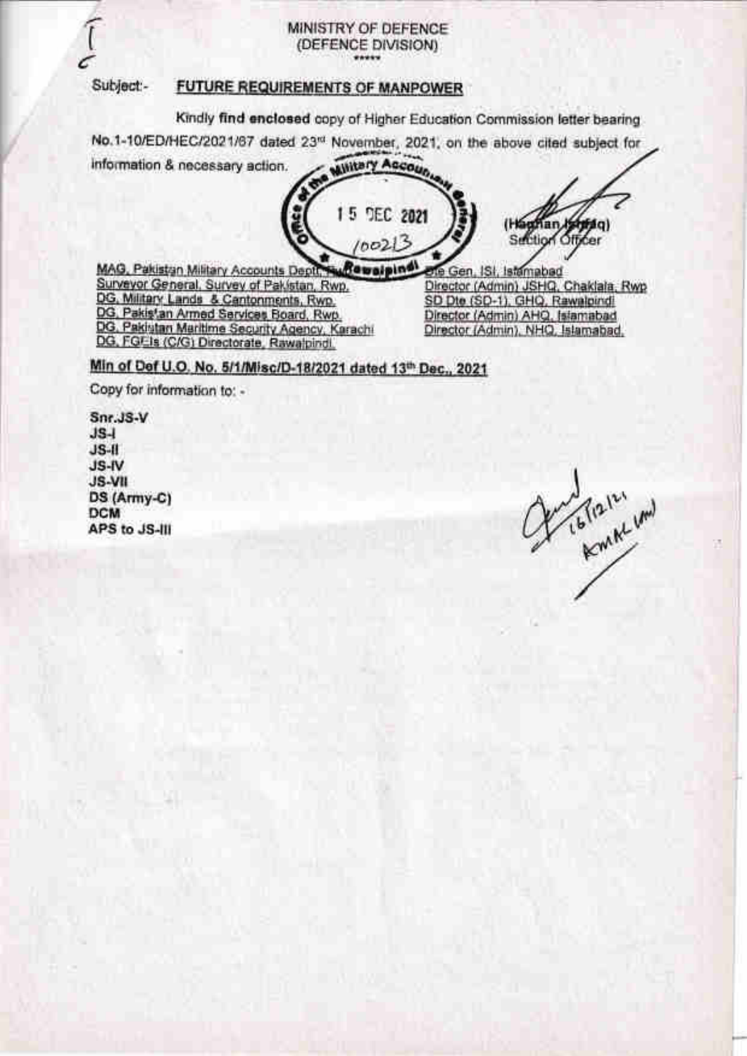MINISTRY OF DEFENCE
(DEFENCE DIVISION)

\*\*\*\*\*

Subject:- **FUTURE REQUIREMENTS OF MANPOWER**

Kindly **find enclosed** copy of Higher Education Commission letter bearing No.1-10/ED/HEC/2021/67 dated 23rd November, 2021, on the above cited subject for information & necessary action.

Office of the Military Accountant General
15 DEC 2021
100213
Rawalpindi

(Hannan Ishfaq)
Section Officer

MAG, Pakistan Military Accounts Deptt, Rawalpindi
Surveyor General, Survey of Pakistan, Rwp.
DG, Military Lands & Cantonments, Rwp.
DG, Pakistan Armed Services Board, Rwp.
DG, Pakistan Maritime Security Agency, Karachi
DG, FGEIs (C/G) Directorate, Rawalpindi.

Dte Gen, ISI, Islamabad
Director (Admin) JSHQ, Chaklala, Rwp
SD Dte (SD-1), GHQ, Rawalpindi
Director (Admin) AHQ, Islamabad
Director (Admin), NHQ, Islamabad.

**Min of Def U.O. No. 5/1/Misc/D-18/2021 dated 13th Dec., 2021**

Copy for information to: -

**Snr.JS-V**
**JS-I**
**JS-II**
**JS-IV**
**JS-VII**
**DS (Army-C)**
**DCM**
**APS to JS-III**

16/12/21
AMAC (M)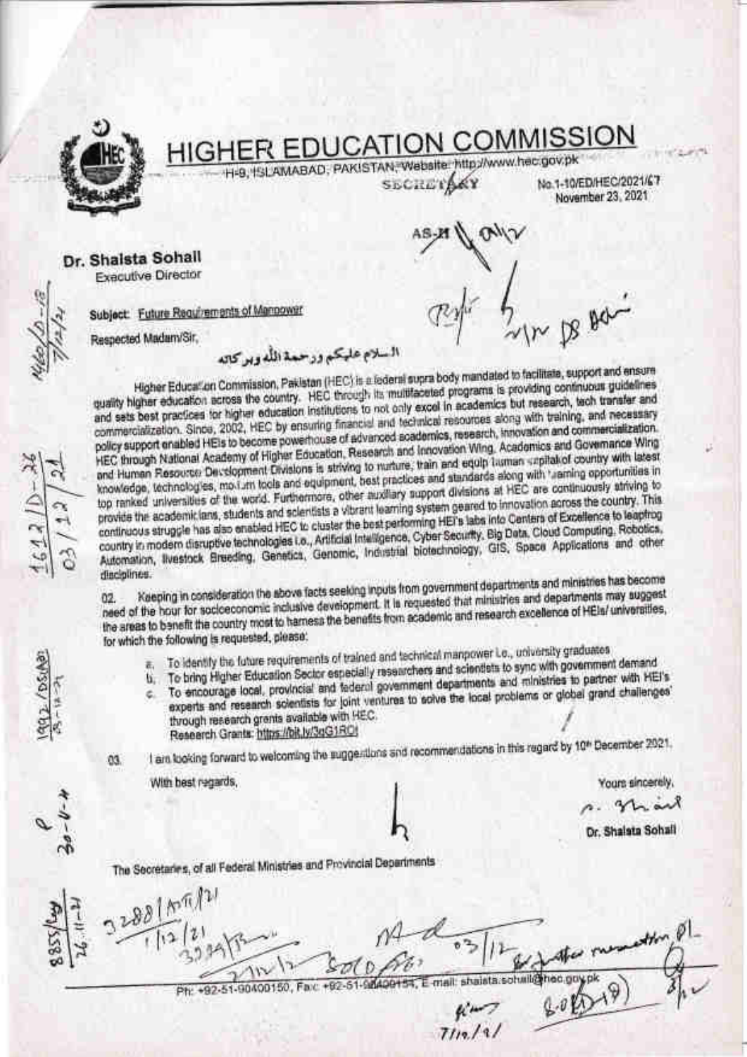# HIGHER EDUCATION COMMISSION

H-9, ISLAMABAD, PAKISTAN, Website: http://www.hec.gov.pk

SECRETARY

No.1-10/ED/HEC/2021/67
November 23, 2021

**Dr. Shaista Sohail**
Executive Director

Subject: Future Requirements of Manpower

Respected Madam/Sir,

السلام علیکم ورحمۃ اللہ وبرکاتہ

Higher Education Commission, Pakistan (HEC) is a federal supra body mandated to facilitate, support and ensure quality higher education across the country. HEC through its multifaceted programs is providing continuous guidelines and sets best practices for higher education institutions to not only excel in academics but research, tech transfer and commercialization. Since, 2002, HEC by ensuring financial and technical resources along with training, and necessary policy support enabled HEIs to become powerhouse of advanced academics, research, innovation and commercialization. HEC through National Academy of Higher Education, Research and Innovation Wing, Academics and Governance Wing and Human Resource Development Divisions is striving to nurture, train and equip human capital of country with latest knowledge, technologies, modern tools and equipment, best practices and standards along with learning opportunities in top ranked universities of the world. Furthermore, other auxiliary support divisions at HEC are continuously striving to provide the academicians, students and scientists a vibrant learning system geared to innovation across the country. This continuous struggle has also enabled HEC to cluster the best performing HEI's labs into Centers of Excellence to leapfrog country in modern disruptive technologies i.e., Artificial Intelligence, Cyber Security, Big Data, Cloud Computing, Robotics, Automation, livestock Breeding, Genetics, Genomic, Industrial biotechnology, GIS, Space Applications and other disciplines.

02. Keeping in consideration the above facts seeking inputs from government departments and ministries has become need of the hour for socioeconomic inclusive development. It is requested that ministries and departments may suggest the areas to benefit the country most to harness the benefits from academic and research excellence of HEIs/ universities, for which the following is requested, please:

a. To identify the future requirements of trained and technical manpower i.e., university graduates
b. To bring Higher Education Sector especially researchers and scientists to sync with government demand
c. To encourage local, provincial and federal government departments and ministries to partner with HEI's experts and research scientists for joint ventures to solve the local problems or global grand challenges' through research grants available with HEC.
Research Grants: https://bit.ly/3oG1ROi

03. I am looking forward to welcoming the suggestions and recommendations in this regard by 10th December 2021.

With best regards,

Yours sincerely,

Dr. Shaista Sohail

The Secretaries, of all Federal Ministries and Provincial Departments

Ph: +92-51-90400150, Fax: +92-51-90400154, E-mail: shaista.sohail@hec.gov.pk